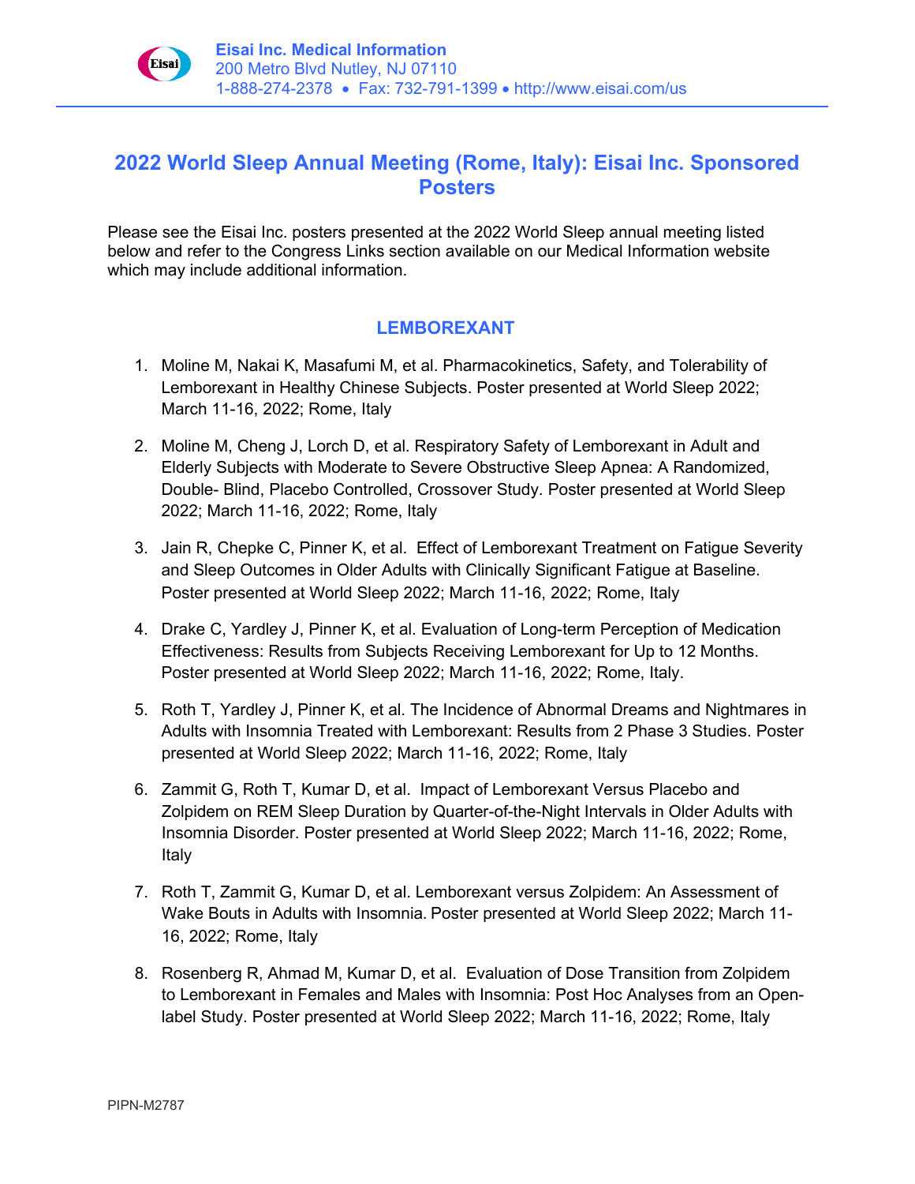**Eisai Inc. Medical Information**
200 Metro Blvd Nutley, NJ 07110
1-888-274-2378 • Fax: 732-791-1399 • http://www.eisai.com/us

# 2022 World Sleep Annual Meeting (Rome, Italy): Eisai Inc. Sponsored Posters

Please see the Eisai Inc. posters presented at the 2022 World Sleep annual meeting listed below and refer to the Congress Links section available on our Medical Information website which may include additional information.

## LEMBOREXANT

1. Moline M, Nakai K, Masafumi M, et al. Pharmacokinetics, Safety, and Tolerability of Lemborexant in Healthy Chinese Subjects. Poster presented at World Sleep 2022; March 11-16, 2022; Rome, Italy
2. Moline M, Cheng J, Lorch D, et al. Respiratory Safety of Lemborexant in Adult and Elderly Subjects with Moderate to Severe Obstructive Sleep Apnea: A Randomized, Double- Blind, Placebo Controlled, Crossover Study. Poster presented at World Sleep 2022; March 11-16, 2022; Rome, Italy
3. Jain R, Chepke C, Pinner K, et al. Effect of Lemborexant Treatment on Fatigue Severity and Sleep Outcomes in Older Adults with Clinically Significant Fatigue at Baseline. Poster presented at World Sleep 2022; March 11-16, 2022; Rome, Italy
4. Drake C, Yardley J, Pinner K, et al. Evaluation of Long-term Perception of Medication Effectiveness: Results from Subjects Receiving Lemborexant for Up to 12 Months. Poster presented at World Sleep 2022; March 11-16, 2022; Rome, Italy.
5. Roth T, Yardley J, Pinner K, et al. The Incidence of Abnormal Dreams and Nightmares in Adults with Insomnia Treated with Lemborexant: Results from 2 Phase 3 Studies. Poster presented at World Sleep 2022; March 11-16, 2022; Rome, Italy
6. Zammit G, Roth T, Kumar D, et al. Impact of Lemborexant Versus Placebo and Zolpidem on REM Sleep Duration by Quarter-of-the-Night Intervals in Older Adults with Insomnia Disorder. Poster presented at World Sleep 2022; March 11-16, 2022; Rome, Italy
7. Roth T, Zammit G, Kumar D, et al. Lemborexant versus Zolpidem: An Assessment of Wake Bouts in Adults with Insomnia. Poster presented at World Sleep 2022; March 11-16, 2022; Rome, Italy
8. Rosenberg R, Ahmad M, Kumar D, et al. Evaluation of Dose Transition from Zolpidem to Lemborexant in Females and Males with Insomnia: Post Hoc Analyses from an Open-label Study. Poster presented at World Sleep 2022; March 11-16, 2022; Rome, Italy

PIPN-M2787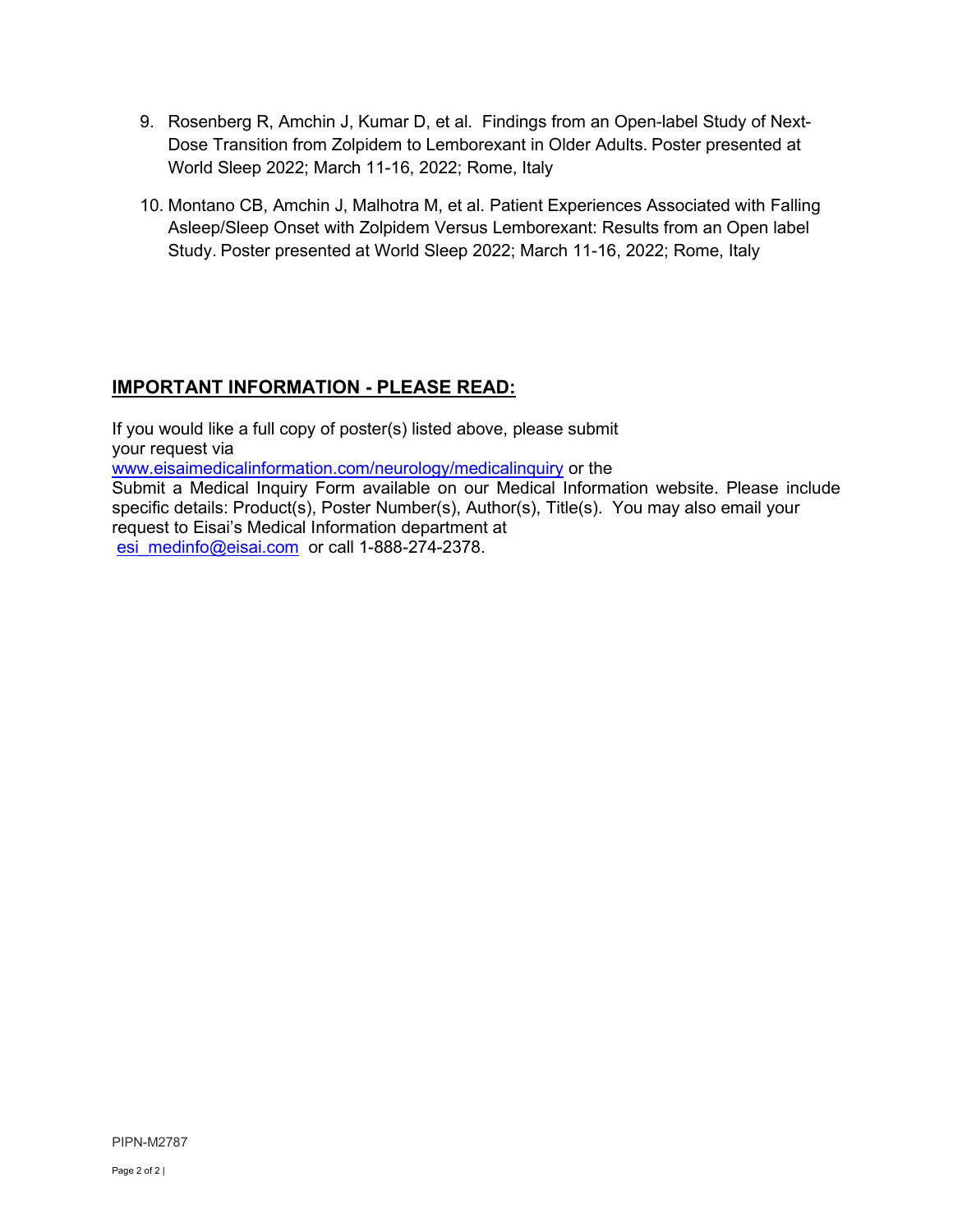9. Rosenberg R, Amchin J, Kumar D, et al. Findings from an Open-label Study of Next-Dose Transition from Zolpidem to Lemborexant in Older Adults. Poster presented at World Sleep 2022; March 11-16, 2022; Rome, Italy

10. Montano CB, Amchin J, Malhotra M, et al. Patient Experiences Associated with Falling Asleep/Sleep Onset with Zolpidem Versus Lemborexant: Results from an Open label Study. Poster presented at World Sleep 2022; March 11-16, 2022; Rome, Italy

## IMPORTANT INFORMATION - PLEASE READ:

If you would like a full copy of poster(s) listed above, please submit your request via www.eisaimedicalinformation.com/neurology/medicalinquiry or the Submit a Medical Inquiry Form available on our Medical Information website. Please include specific details: Product(s), Poster Number(s), Author(s), Title(s). You may also email your request to Eisai's Medical Information department at esi_medinfo@eisai.com or call 1-888-274-2378.

PIPN-M2787